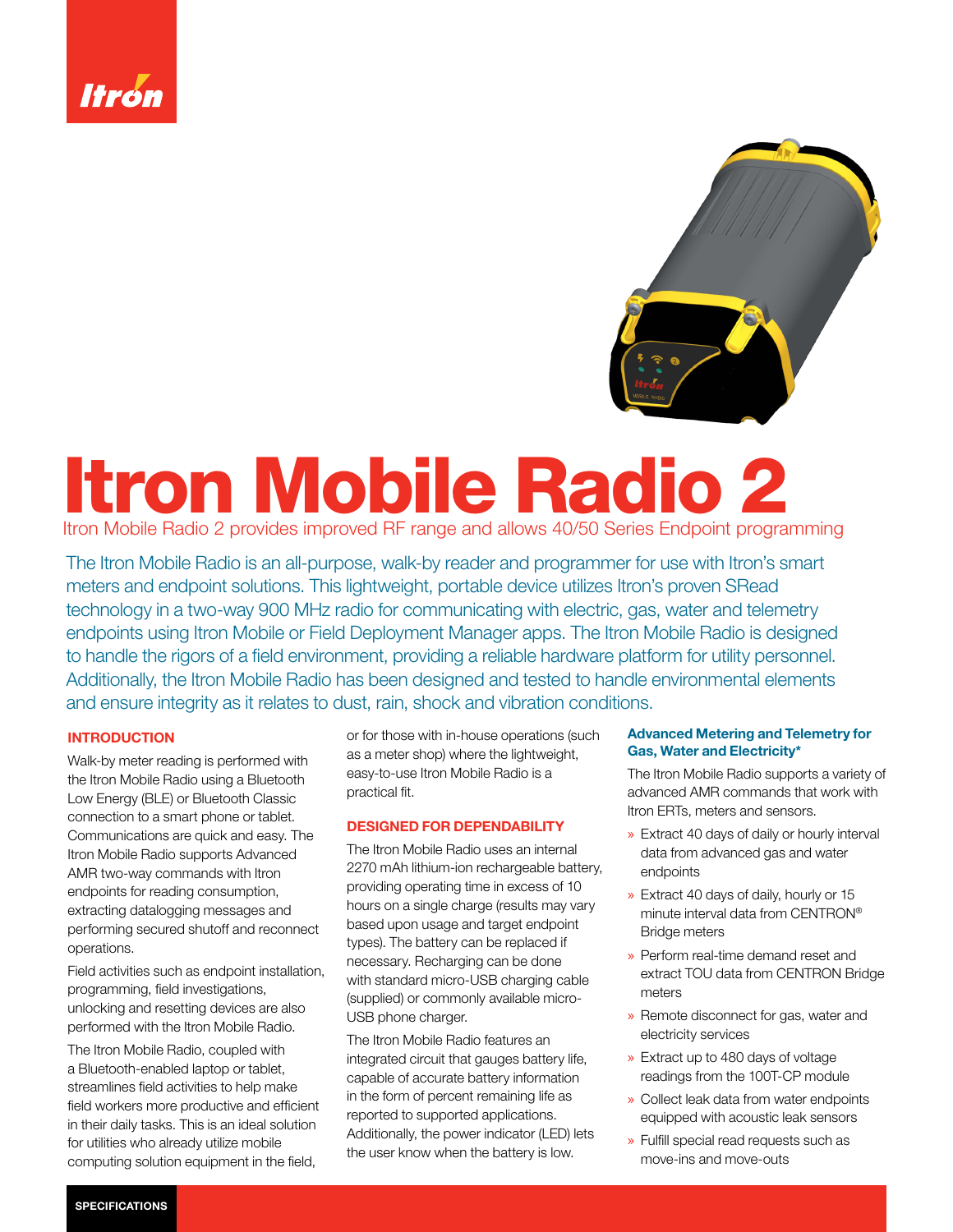# Itron Mobile Radio 2

Itron Mobile Radio 2 provides improved RF range and allows 40/50 Series Endpoint programming

The Itron Mobile Radio is an all-purpose, walk-by reader and programmer for use with Itron's smart meters and endpoint solutions. This lightweight, portable device utilizes Itron's proven SRead technology in a two-way 900 MHz radio for communicating with electric, gas, water and telemetry endpoints using Itron Mobile or Field Deployment Manager apps. The Itron Mobile Radio is designed to handle the rigors of a field environment, providing a reliable hardware platform for utility personnel. Additionally, the Itron Mobile Radio has been designed and tested to handle environmental elements and ensure integrity as it relates to dust, rain, shock and vibration conditions.

## INTRODUCTION

Walk-by meter reading is performed with the Itron Mobile Radio using a Bluetooth Low Energy (BLE) or Bluetooth Classic connection to a smart phone or tablet. Communications are quick and easy. The Itron Mobile Radio supports Advanced AMR two-way commands with Itron endpoints for reading consumption, extracting datalogging messages and performing secured shutoff and reconnect operations.

Field activities such as endpoint installation, programming, field investigations, unlocking and resetting devices are also performed with the Itron Mobile Radio.

The Itron Mobile Radio, coupled with a Bluetooth-enabled laptop or tablet, streamlines field activities to help make field workers more productive and efficient in their daily tasks. This is an ideal solution for utilities who already utilize mobile computing solution equipment in the field, or for those with in-house operations (such as a meter shop) where the lightweight, easy-to-use Itron Mobile Radio is a practical fit.

## DESIGNED FOR DEPENDABILITY

The Itron Mobile Radio uses an internal 2270 mAh lithium-ion rechargeable battery, providing operating time in excess of 10 hours on a single charge (results may vary based upon usage and target endpoint types). The battery can be replaced if necessary. Recharging can be done with standard micro-USB charging cable (supplied) or commonly available micro-USB phone charger.

The Itron Mobile Radio features an integrated circuit that gauges battery life, capable of accurate battery information in the form of percent remaining life as reported to supported applications. Additionally, the power indicator (LED) lets the user know when the battery is low.

### Advanced Metering and Telemetry for Gas, Water and Electricity*

The Itron Mobile Radio supports a variety of advanced AMR commands that work with Itron ERTs, meters and sensors.

- Extract 40 days of daily or hourly interval data from advanced gas and water endpoints
- Extract 40 days of daily, hourly or 15 minute interval data from CENTRON® Bridge meters
- Perform real-time demand reset and extract TOU data from CENTRON Bridge meters
- Remote disconnect for gas, water and electricity services
- Extract up to 480 days of voltage readings from the 100T-CP module
- Collect leak data from water endpoints equipped with acoustic leak sensors
- Fulfill special read requests such as move-ins and move-outs

## SPECIFICATIONS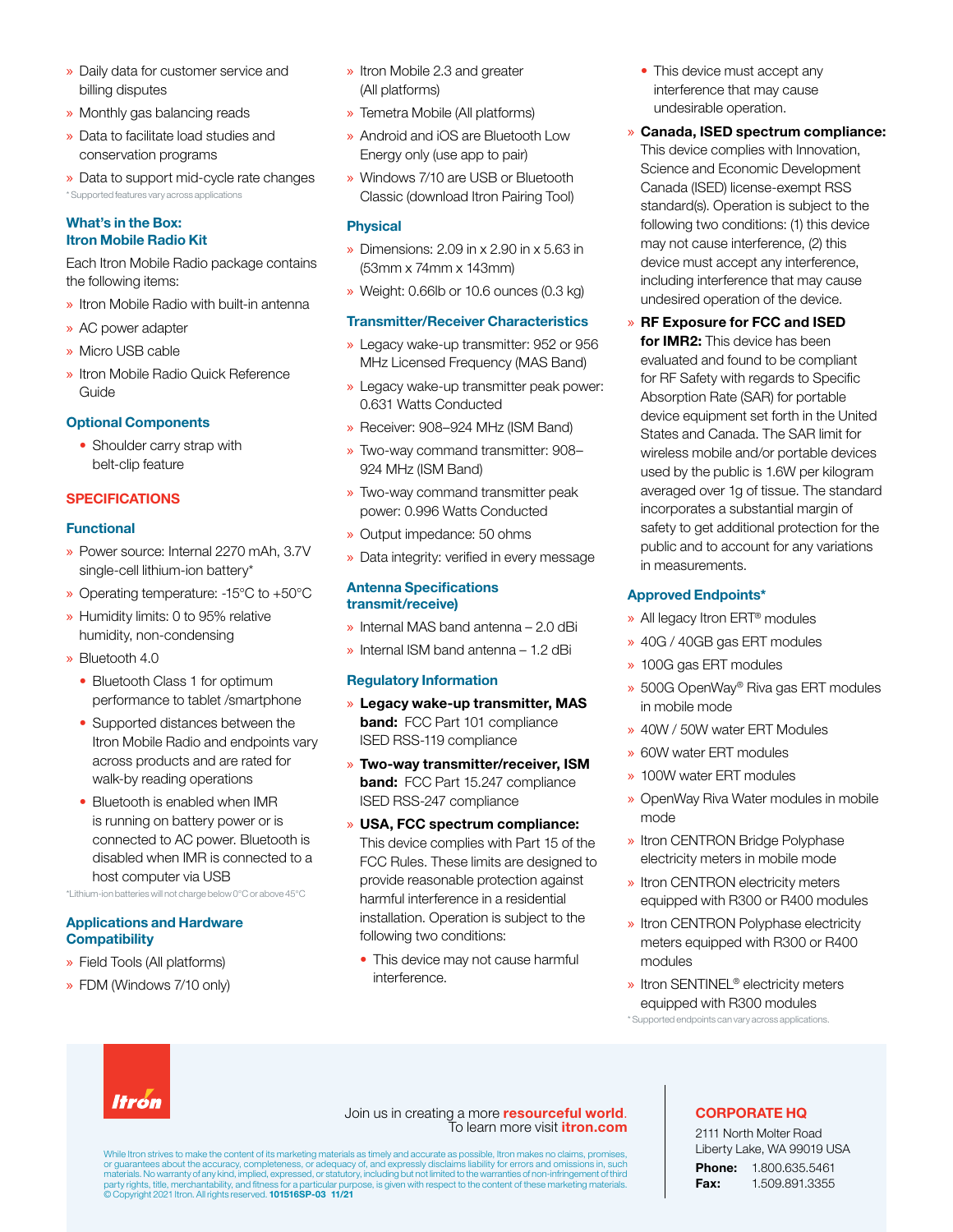- Daily data for customer service and billing disputes
- Monthly gas balancing reads
- Data to facilitate load studies and conservation programs
- Data to support mid-cycle rate changes

\* Supported features vary across applications

### What's in the Box: Itron Mobile Radio Kit

Each Itron Mobile Radio package contains the following items:

- Itron Mobile Radio with built-in antenna
- AC power adapter
- Micro USB cable
- Itron Mobile Radio Quick Reference Guide

### Optional Components

- Shoulder carry strap with belt-clip feature

## SPECIFICATIONS

### Functional

- Power source: Internal 2270 mAh, 3.7V single-cell lithium-ion battery*
- Operating temperature: -15°C to +50°C
- Humidity limits: 0 to 95% relative humidity, non-condensing
- Bluetooth 4.0
  - Bluetooth Class 1 for optimum performance to tablet /smartphone
  - Supported distances between the Itron Mobile Radio and endpoints vary across products and are rated for walk-by reading operations
  - Bluetooth is enabled when IMR is running on battery power or is connected to AC power. Bluetooth is disabled when IMR is connected to a host computer via USB

\*Lithium-ion batteries will not charge below 0°C or above 45°C

### Applications and Hardware Compatibility

- Field Tools (All platforms)
- FDM (Windows 7/10 only)
- Itron Mobile 2.3 and greater (All platforms)
- Temetra Mobile (All platforms)
- Android and iOS are Bluetooth Low Energy only (use app to pair)
- Windows 7/10 are USB or Bluetooth Classic (download Itron Pairing Tool)

### Physical

- Dimensions: 2.09 in x 2.90 in x 5.63 in (53mm x 74mm x 143mm)
- Weight: 0.66lb or 10.6 ounces (0.3 kg)

### Transmitter/Receiver Characteristics

- Legacy wake-up transmitter: 952 or 956 MHz Licensed Frequency (MAS Band)
- Legacy wake-up transmitter peak power: 0.631 Watts Conducted
- Receiver: 908–924 MHz (ISM Band)
- Two-way command transmitter: 908–924 MHz (ISM Band)
- Two-way command transmitter peak power: 0.996 Watts Conducted
- Output impedance: 50 ohms
- Data integrity: verified in every message

### Antenna Specifications transmit/receive)

- Internal MAS band antenna – 2.0 dBi
- Internal ISM band antenna – 1.2 dBi

### Regulatory Information

- **Legacy wake-up transmitter, MAS band:** FCC Part 101 compliance ISED RSS-119 compliance
- **Two-way transmitter/receiver, ISM band:** FCC Part 15.247 compliance ISED RSS-247 compliance
- **USA, FCC spectrum compliance:** This device complies with Part 15 of the FCC Rules. These limits are designed to provide reasonable protection against harmful interference in a residential installation. Operation is subject to the following two conditions:
  - This device may not cause harmful interference.
  - This device must accept any interference that may cause undesirable operation.
- **Canada, ISED spectrum compliance:** This device complies with Innovation, Science and Economic Development Canada (ISED) license-exempt RSS standard(s). Operation is subject to the following two conditions: (1) this device may not cause interference, (2) this device must accept any interference, including interference that may cause undesired operation of the device.
- **RF Exposure for FCC and ISED for IMR2:** This device has been evaluated and found to be compliant for RF Safety with regards to Specific Absorption Rate (SAR) for portable device equipment set forth in the United States and Canada. The SAR limit for wireless mobile and/or portable devices used by the public is 1.6W per kilogram averaged over 1g of tissue. The standard incorporates a substantial margin of safety to get additional protection for the public and to account for any variations in measurements.

### Approved Endpoints*

- All legacy Itron ERT® modules
- 40G / 40GB gas ERT modules
- 100G gas ERT modules
- 500G OpenWay® Riva gas ERT modules in mobile mode
- 40W / 50W water ERT Modules
- 60W water ERT modules
- 100W water ERT modules
- OpenWay Riva Water modules in mobile mode
- Itron CENTRON Bridge Polyphase electricity meters in mobile mode
- Itron CENTRON electricity meters equipped with R300 or R400 modules
- Itron CENTRON Polyphase electricity meters equipped with R300 or R400 modules
- Itron SENTINEL® electricity meters equipped with R300 modules

\* Supported endpoints can vary across applications.

Itron

Join us in creating a more **resourceful world**. To learn more visit **itron.com**

While Itron strives to make the content of its marketing materials as timely and accurate as possible, Itron makes no claims, promises, or guarantees about the accuracy, completeness, or adequacy of, and expressly disclaims liability for errors and omissions in, such materials. No warranty of any kind, implied, expressed, or statutory, including but not limited to the warranties of non-infringement of third party rights, title, merchantability, and fitness for a particular purpose, is given with respect to the content of these marketing materials. © Copyright 2021 Itron. All rights reserved. **101516SP-03 11/21**

**CORPORATE HQ**

2111 North Molter Road
Liberty Lake, WA 99019 USA

**Phone:** 1.800.635.5461
**Fax:** 1.509.891.3355